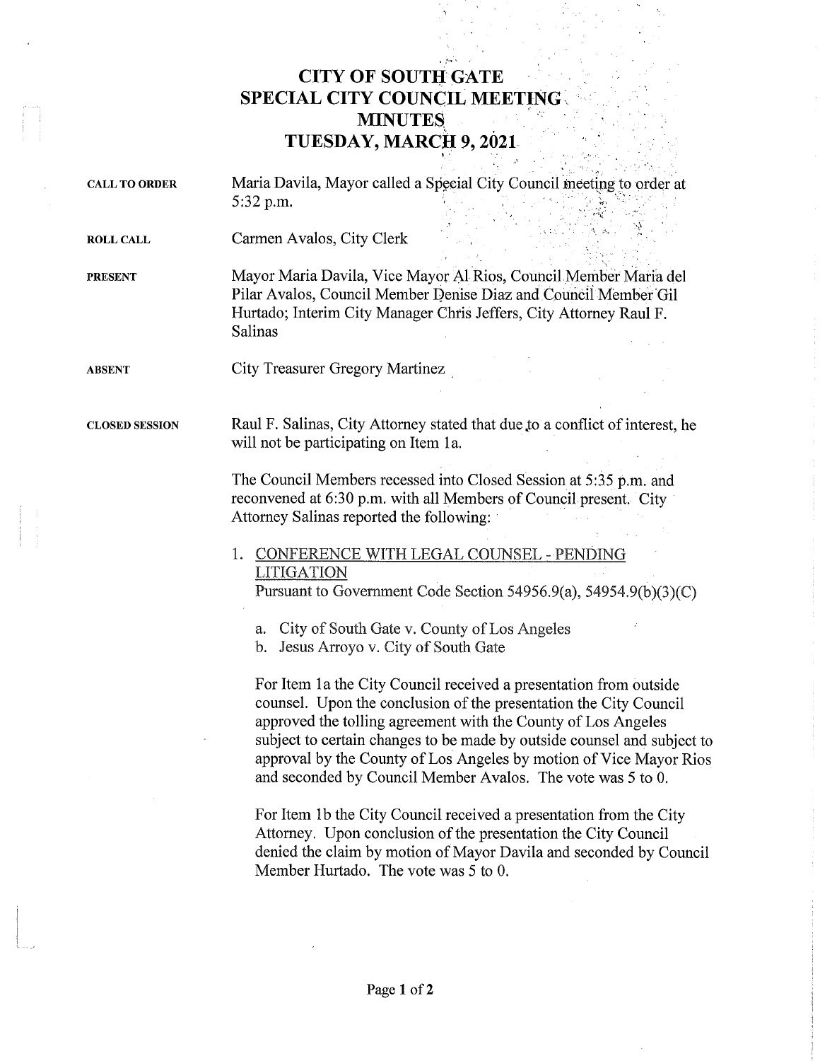# CITY OF SOUTH GATE
# SPECIAL CITY COUNCIL MEETING
# MINUTES
# TUESDAY, MARCH 9, 2021

**CALL TO ORDER**

Maria Davila, Mayor called a Special City Council meeting to order at 5:32 p.m.

**ROLL CALL**

Carmen Avalos, City Clerk

**PRESENT**

Mayor Maria Davila, Vice Mayor Al Rios, Council Member Maria del Pilar Avalos, Council Member Denise Diaz and Council Member Gil Hurtado; Interim City Manager Chris Jeffers, City Attorney Raul F. Salinas

**ABSENT**

City Treasurer Gregory Martinez

**CLOSED SESSION**

Raul F. Salinas, City Attorney stated that due to a conflict of interest, he will not be participating on Item 1a.

The Council Members recessed into Closed Session at 5:35 p.m. and reconvened at 6:30 p.m. with all Members of Council present. City Attorney Salinas reported the following:

1. CONFERENCE WITH LEGAL COUNSEL - PENDING LITIGATION
   Pursuant to Government Code Section 54956.9(a), 54954.9(b)(3)(C)

   a. City of South Gate v. County of Los Angeles
   b. Jesus Arroyo v. City of South Gate

   For Item 1a the City Council received a presentation from outside counsel. Upon the conclusion of the presentation the City Council approved the tolling agreement with the County of Los Angeles subject to certain changes to be made by outside counsel and subject to approval by the County of Los Angeles by motion of Vice Mayor Rios and seconded by Council Member Avalos. The vote was 5 to 0.

   For Item 1b the City Council received a presentation from the City Attorney. Upon conclusion of the presentation the City Council denied the claim by motion of Mayor Davila and seconded by Council Member Hurtado. The vote was 5 to 0.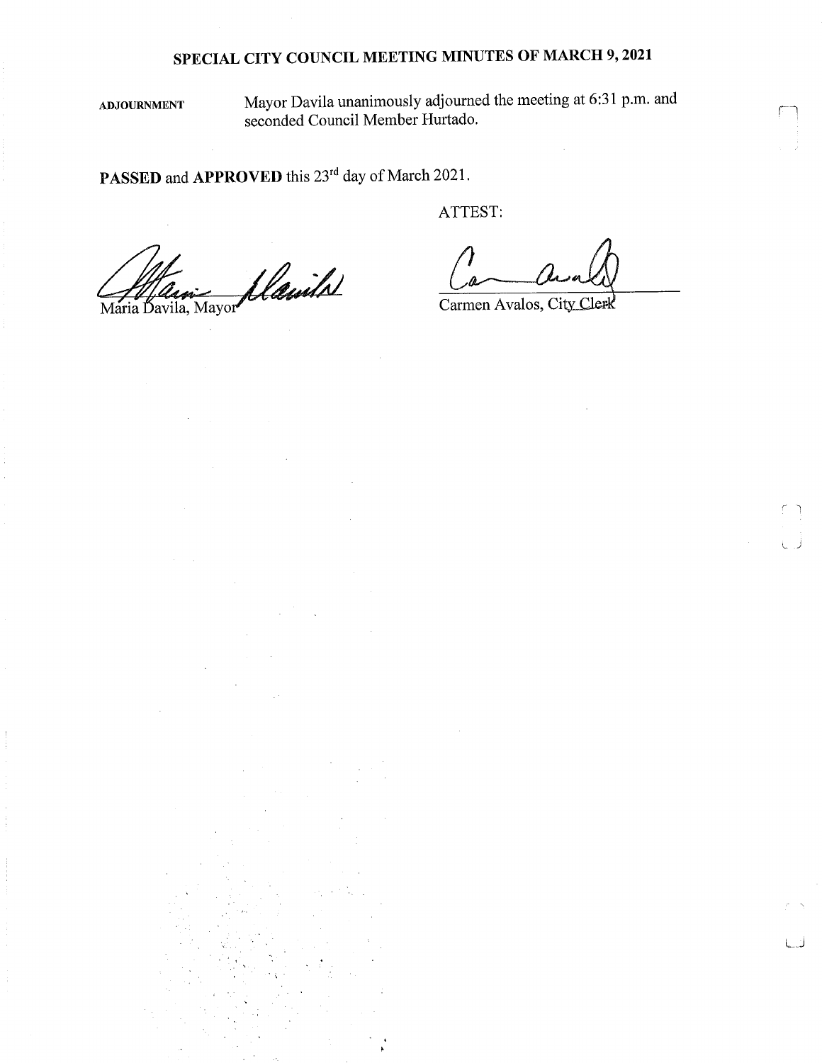# SPECIAL CITY COUNCIL MEETING MINUTES OF MARCH 9, 2021

**ADJOURNMENT** Mayor Davila unanimously adjourned the meeting at 6:31 p.m. and seconded Council Member Hurtado.

**PASSED** and **APPROVED** this 23rd day of March 2021.

ATTEST:

Maria Davila, Mayor

Carmen Avalos, City Clerk